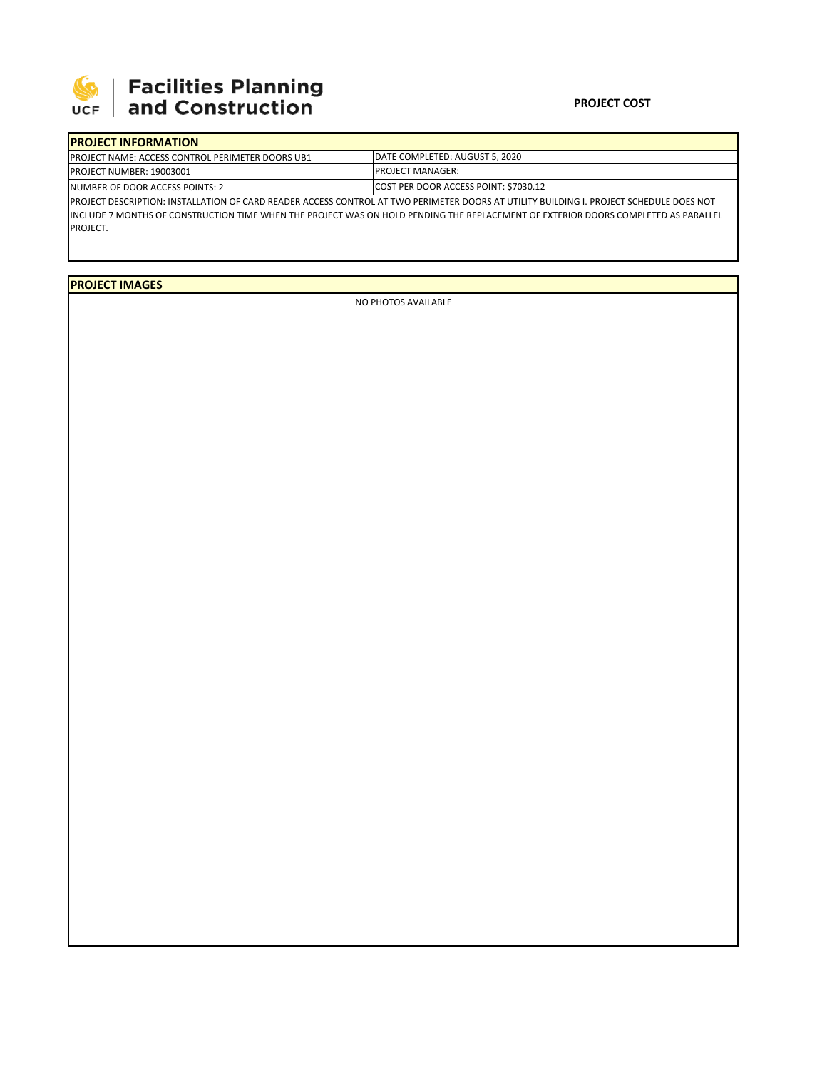**Facilities Planning and Construction**

**PROJECT COST**

| **PROJECT INFORMATION** | |
|---|---|
| PROJECT NAME: ACCESS CONTROL PERIMETER DOORS UB1 | DATE COMPLETED: AUGUST 5, 2020 |
| PROJECT NUMBER: 19003001 | PROJECT MANAGER: |
| NUMBER OF DOOR ACCESS POINTS: 2 | COST PER DOOR ACCESS POINT: $7030.12 |
| PROJECT DESCRIPTION: INSTALLATION OF CARD READER ACCESS CONTROL AT TWO PERIMETER DOORS AT UTILITY BUILDING I. PROJECT SCHEDULE DOES NOT INCLUDE 7 MONTHS OF CONSTRUCTION TIME WHEN THE PROJECT WAS ON HOLD PENDING THE REPLACEMENT OF EXTERIOR DOORS COMPLETED AS PARALLEL PROJECT. | |

**PROJECT IMAGES**

NO PHOTOS AVAILABLE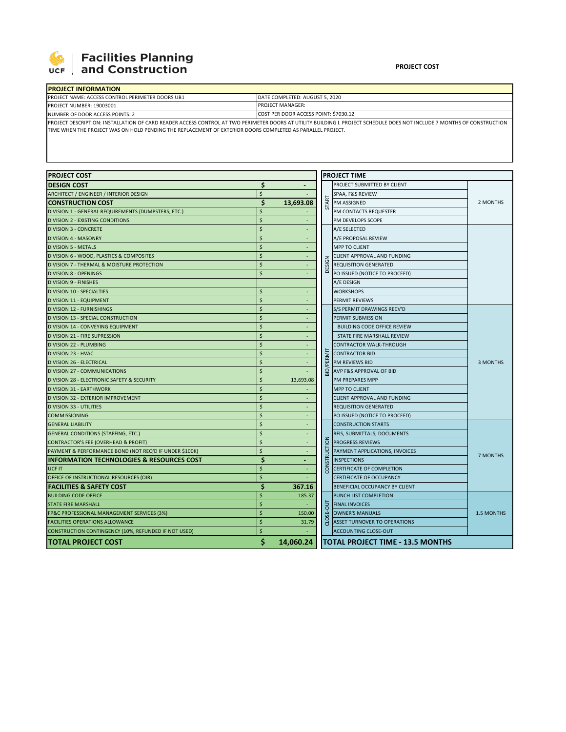**Facilities Planning and Construction**

**PROJECT COST**

| **PROJECT INFORMATION** | |
|---|---|
| PROJECT NAME: ACCESS CONTROL PERIMETER DOORS UB1 | DATE COMPLETED: AUGUST 5, 2020 |
| PROJECT NUMBER: 19003001 | PROJECT MANAGER: |
| NUMBER OF DOOR ACCESS POINTS: 2 | COST PER DOOR ACCESS POINT: $7030.12 |

PROJECT DESCRIPTION: INSTALLATION OF CARD READER ACCESS CONTROL AT TWO PERIMETER DOORS AT UTILITY BUILDING I. PROJECT SCHEDULE DOES NOT INCLUDE 7 MONTHS OF CONSTRUCTION TIME WHEN THE PROJECT WAS ON HOLD PENDING THE REPLACEMENT OF EXTERIOR DOORS COMPLETED AS PARALLEL PROJECT.

| **PROJECT COST** | | |
|---|---|---|
| **DESIGN COST** | **$** | **-** |
| ARCHITECT / ENGINEER / INTERIOR DESIGN | $ | - |
| **CONSTRUCTION COST** | **$** | **13,693.08** |
| DIVISION 1 - GENERAL REQUIREMENTS (DUMPSTERS, ETC.) | $ | - |
| DIVISION 2 - EXISTING CONDITIONS | $ | - |
| DIVISION 3 - CONCRETE | $ | - |
| DIVISION 4 - MASONRY | $ | - |
| DIVISION 5 - METALS | $ | - |
| DIVISION 6 - WOOD, PLASTICS & COMPOSITES | $ | - |
| DIVISION 7 - THERMAL & MOISTURE PROTECTION | $ | - |
| DIVISION 8 - OPENINGS | $ | - |
| DIVISION 9 - FINISHES | | |
| DIVISION 10 - SPECIALTIES | $ | - |
| DIVISION 11 - EQUIPMENT | $ | - |
| DIVISION 12 - FURNISHINGS | $ | - |
| DIVISION 13 - SPECIAL CONSTRUCTION | $ | - |
| DIVISION 14 - CONVEYING EQUIPMENT | $ | - |
| DIVISION 21 - FIRE SUPRESSION | $ | - |
| DIVISION 22 - PLUMBING | $ | - |
| DIVISION 23 - HVAC | $ | - |
| DIVISION 26 - ELECTRICAL | $ | - |
| DIVISION 27 - COMMUNICATIONS | $ | - |
| DIVISION 28 - ELECTRONIC SAFETY & SECURITY | $ | 13,693.08 |
| DIVISION 31 - EARTHWORK | $ | - |
| DIVISION 32 - EXTERIOR IMPROVEMENT | $ | - |
| DIVISION 33 - UTILITIES | $ | - |
| COMMISSIONING | $ | - |
| GENERAL LIABILITY | $ | - |
| GENERAL CONDITIONS (STAFFING, ETC.) | $ | - |
| CONTRACTOR'S FEE (OVERHEAD & PROFIT) | $ | - |
| PAYMENT & PERFORMANCE BOND (NOT REQ'D IF UNDER $100K) | $ | - |
| **INFORMATION TECHNOLOGIES & RESOURCES COST** | **$** | **-** |
| UCF IT | $ | - |
| OFFICE OF INSTRUCTIONAL RESOURCES (OIR) | $ | - |
| **FACILITIES & SAFETY COST** | **$** | **367.16** |
| BUILDING CODE OFFICE | $ | 185.37 |
| STATE FIRE MARSHALL | $ | - |
| FP&C PROFESSIONAL MANAGEMENT SERVICES (3%) | $ | 150.00 |
| FACILITIES OPERATIONS ALLOWANCE | $ | 31.79 |
| CONSTRUCTION CONTINGENCY (10%, REFUNDED IF NOT USED) | $ | - |
| **TOTAL PROJECT COST** | **$** | **14,060.24** |

| **PROJECT TIME** | | |
|---|---|---|
| START | PROJECT SUBMITTED BY CLIENT | 2 MONTHS |
| | SPAA, F&S REVIEW | |
| | PM ASSIGNED | |
| | PM CONTACTS REQUESTER | |
| | PM DEVELOPS SCOPE | |
| DESIGN | A/E SELECTED | |
| | A/E PROPOSAL REVIEW | |
| | MPP TO CLIENT | |
| | CLIENT APPROVAL AND FUNDING | |
| | REQUISITION GENERATED | |
| | PO ISSUED (NOTICE TO PROCEED) | |
| | A/E DESIGN | |
| | WORKSHOPS | |
| | PERMIT REVIEWS | |
| BID/PERMIT | S/S PERMIT DRAWINGS RECV'D | 3 MONTHS |
| | PERMIT SUBMISSION | |
| | BUILDING CODE OFFICE REVIEW | |
| | STATE FIRE MARSHALL REVIEW | |
| | CONTRACTOR WALK-THROUGH | |
| | CONTRACTOR BID | |
| | PM REVIEWS BID | |
| | AVP F&S APPROVAL OF BID | |
| | PM PREPARES MPP | |
| | MPP TO CLIENT | |
| | CLIENT APPROVAL AND FUNDING | |
| | REQUISITION GENERATED | |
| | PO ISSUED (NOTICE TO PROCEED) | |
| CONSTRUCTION | CONSTRUCTION STARTS | 7 MONTHS |
| | RFIS, SUBMITTALS, DOCUMENTS | |
| | PROGRESS REVIEWS | |
| | PAYMENT APPLICATIONS, INVOICES | |
| | INSPECTIONS | |
| | CERTIFICATE OF COMPLETION | |
| | CERTIFICATE OF OCCUPANCY | |
| | BENEFICIAL OCCUPANCY BY CLIENT | |
| CLOSE-OUT | PUNCH LIST COMPLETION | 1.5 MONTHS |
| | FINAL INVOICES | |
| | OWNER'S MANUALS | |
| | ASSET TURNOVER TO OPERATIONS | |
| | ACCOUNTING CLOSE-OUT | |
| **TOTAL PROJECT TIME - 13.5 MONTHS** | | |